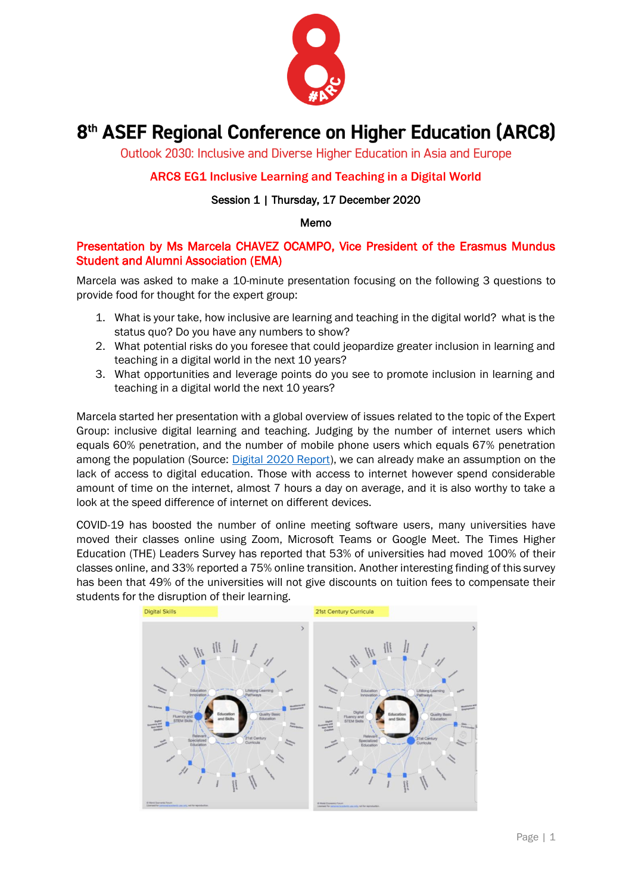# 8th ASEF Regional Conference on Higher Education (ARC8)

Outlook 2030: Inclusive and Diverse Higher Education in Asia and Europe

## ARC8 EG1 Inclusive Learning and Teaching in a Digital World

Session 1 | Thursday, 17 December 2020

Memo

## Presentation by Ms Marcela CHAVEZ OCAMPO, Vice President of the Erasmus Mundus Student and Alumni Association (EMA)

Marcela was asked to make a 10-minute presentation focusing on the following 3 questions to provide food for thought for the expert group:

1. What is your take, how inclusive are learning and teaching in the digital world? what is the status quo? Do you have any numbers to show?
2. What potential risks do you foresee that could jeopardize greater inclusion in learning and teaching in a digital world in the next 10 years?
3. What opportunities and leverage points do you see to promote inclusion in learning and teaching in a digital world the next 10 years?

Marcela started her presentation with a global overview of issues related to the topic of the Expert Group: inclusive digital learning and teaching. Judging by the number of internet users which equals 60% penetration, and the number of mobile phone users which equals 67% penetration among the population (Source: Digital 2020 Report), we can already make an assumption on the lack of access to digital education. Those with access to internet however spend considerable amount of time on the internet, almost 7 hours a day on average, and it is also worthy to take a look at the speed difference of internet on different devices.

COVID-19 has boosted the number of online meeting software users, many universities have moved their classes online using Zoom, Microsoft Teams or Google Meet. The Times Higher Education (THE) Leaders Survey has reported that 53% of universities had moved 100% of their classes online, and 33% reported a 75% online transition. Another interesting finding of this survey has been that 49% of the universities will not give discounts on tuition fees to compensate their students for the disruption of their learning.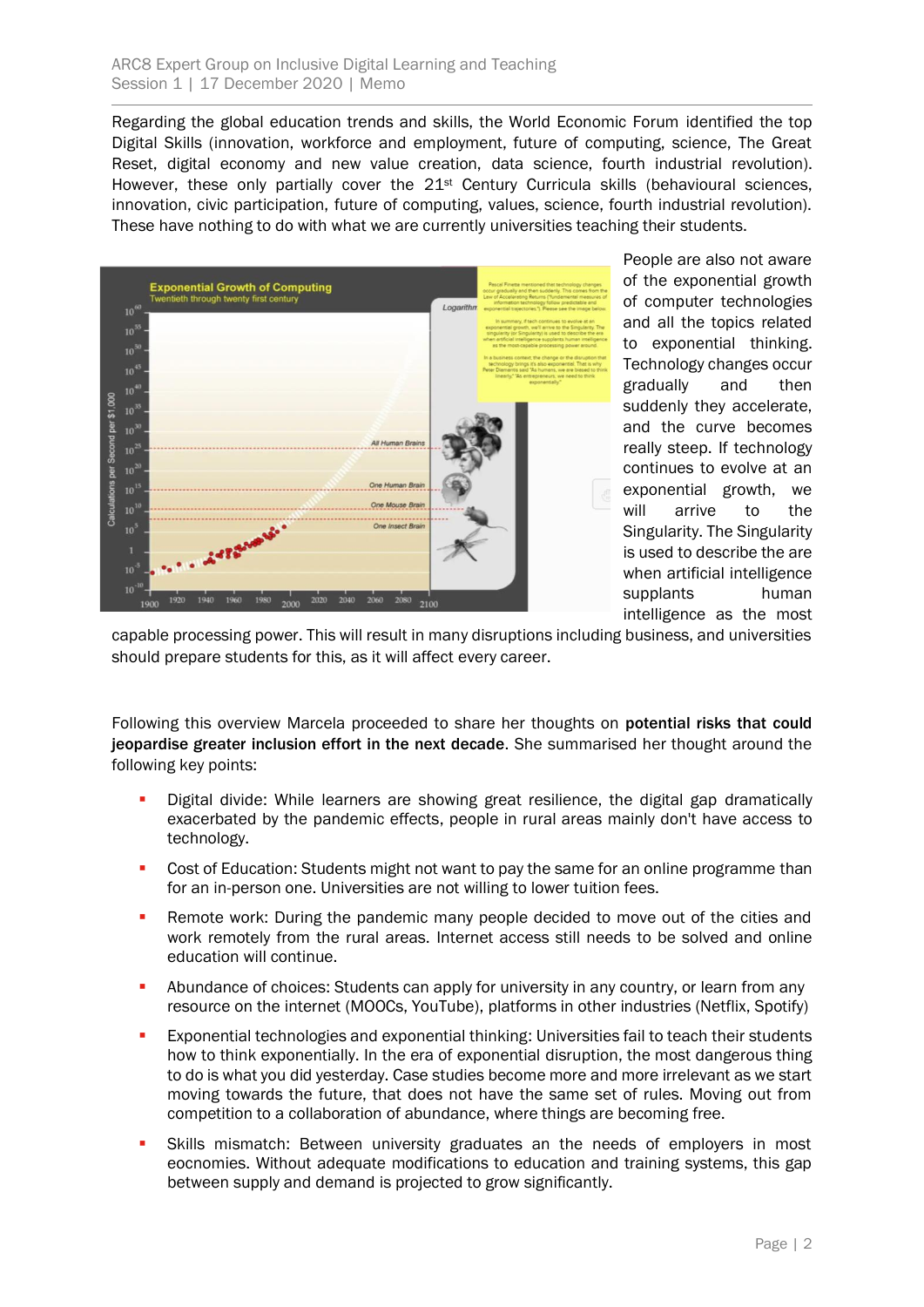Regarding the global education trends and skills, the World Economic Forum identified the top Digital Skills (innovation, workforce and employment, future of computing, science, The Great Reset, digital economy and new value creation, data science, fourth industrial revolution). However, these only partially cover the 21st Century Curricula skills (behavioural sciences, innovation, civic participation, future of computing, values, science, fourth industrial revolution). These have nothing to do with what we are currently universities teaching their students.

People are also not aware of the exponential growth of computer technologies and all the topics related to exponential thinking. Technology changes occur gradually and then suddenly they accelerate, and the curve becomes really steep. If technology continues to evolve at an exponential growth, we will arrive to the Singularity. The Singularity is used to describe the are when artificial intelligence supplants human intelligence as the most capable processing power. This will result in many disruptions including business, and universities should prepare students for this, as it will affect every career.

Following this overview Marcela proceeded to share her thoughts on **potential risks that could jeopardise greater inclusion effort in the next decade**. She summarised her thought around the following key points:

- Digital divide: While learners are showing great resilience, the digital gap dramatically exacerbated by the pandemic effects, people in rural areas mainly don't have access to technology.
- Cost of Education: Students might not want to pay the same for an online programme than for an in-person one. Universities are not willing to lower tuition fees.
- Remote work: During the pandemic many people decided to move out of the cities and work remotely from the rural areas. Internet access still needs to be solved and online education will continue.
- Abundance of choices: Students can apply for university in any country, or learn from any resource on the internet (MOOCs, YouTube), platforms in other industries (Netflix, Spotify)
- Exponential technologies and exponential thinking: Universities fail to teach their students how to think exponentially. In the era of exponential disruption, the most dangerous thing to do is what you did yesterday. Case studies become more and more irrelevant as we start moving towards the future, that does not have the same set of rules. Moving out from competition to a collaboration of abundance, where things are becoming free.
- Skills mismatch: Between university graduates an the needs of employers in most eocnomies. Without adequate modifications to education and training systems, this gap between supply and demand is projected to grow significantly.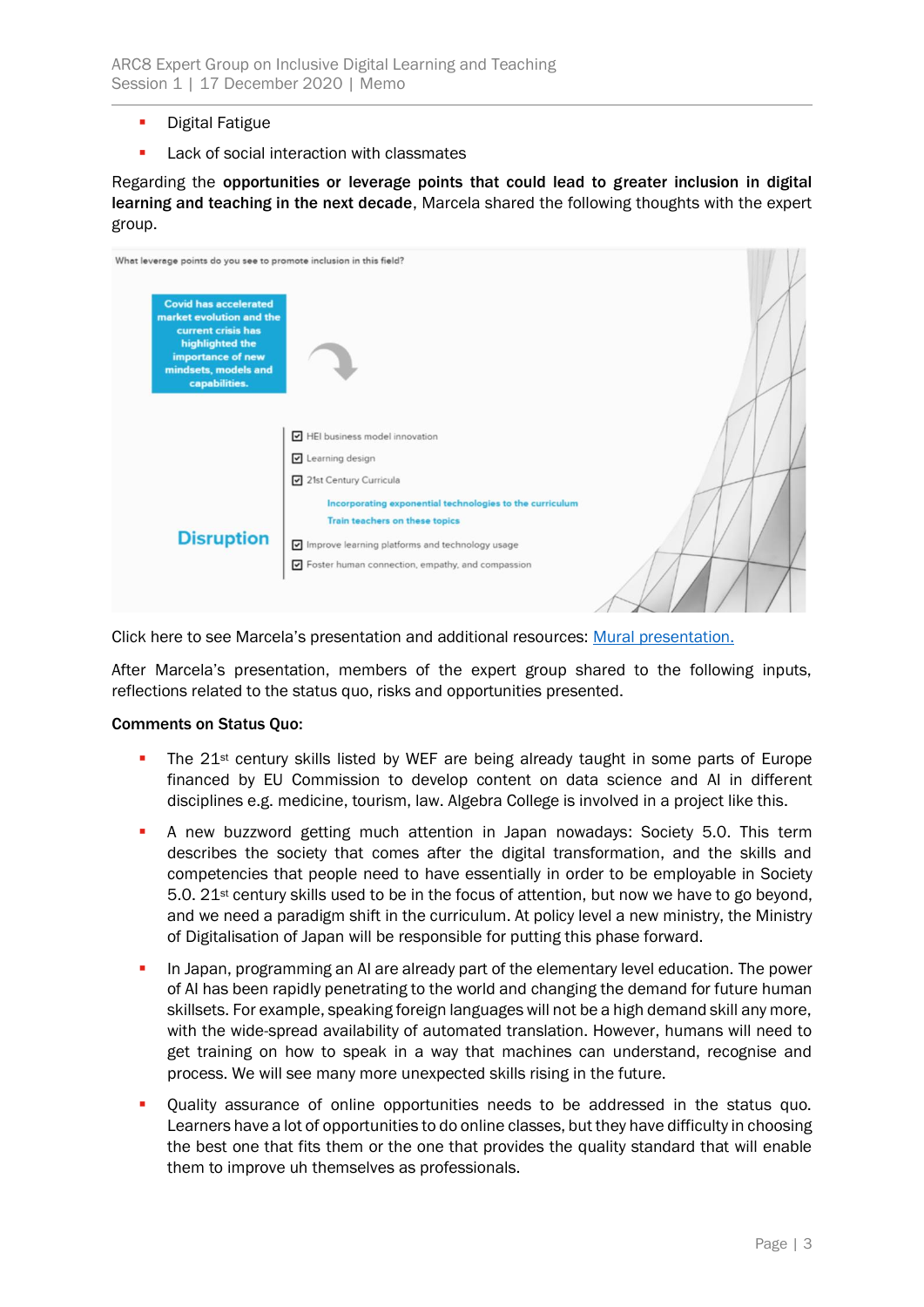- Digital Fatigue
- Lack of social interaction with classmates

Regarding the **opportunities or leverage points that could lead to greater inclusion in digital learning and teaching in the next decade**, Marcela shared the following thoughts with the expert group.

What leverage points do you see to promote inclusion in this field?

Covid has accelerated market evolution and the current crisis has highlighted the importance of new mindsets, models and capabilities.

**Disruption**

- ☑ HEI business model innovation
- ☑ Learning design
- ☑ 21st Century Curricula
  - Incorporating exponential technologies to the curriculum
  - Train teachers on these topics
- ☑ Improve learning platforms and technology usage
- ☑ Foster human connection, empathy, and compassion

Click here to see Marcela's presentation and additional resources: [Mural presentation.]()

After Marcela's presentation, members of the expert group shared to the following inputs, reflections related to the status quo, risks and opportunities presented.

**Comments on Status Quo:**

- The 21st century skills listed by WEF are being already taught in some parts of Europe financed by EU Commission to develop content on data science and AI in different disciplines e.g. medicine, tourism, law. Algebra College is involved in a project like this.
- A new buzzword getting much attention in Japan nowadays: Society 5.0. This term describes the society that comes after the digital transformation, and the skills and competencies that people need to have essentially in order to be employable in Society 5.0. 21st century skills used to be in the focus of attention, but now we have to go beyond, and we need a paradigm shift in the curriculum. At policy level a new ministry, the Ministry of Digitalisation of Japan will be responsible for putting this phase forward.
- In Japan, programming an AI are already part of the elementary level education. The power of AI has been rapidly penetrating to the world and changing the demand for future human skillsets. For example, speaking foreign languages will not be a high demand skill any more, with the wide-spread availability of automated translation. However, humans will need to get training on how to speak in a way that machines can understand, recognise and process. We will see many more unexpected skills rising in the future.
- Quality assurance of online opportunities needs to be addressed in the status quo. Learners have a lot of opportunities to do online classes, but they have difficulty in choosing the best one that fits them or the one that provides the quality standard that will enable them to improve uh themselves as professionals.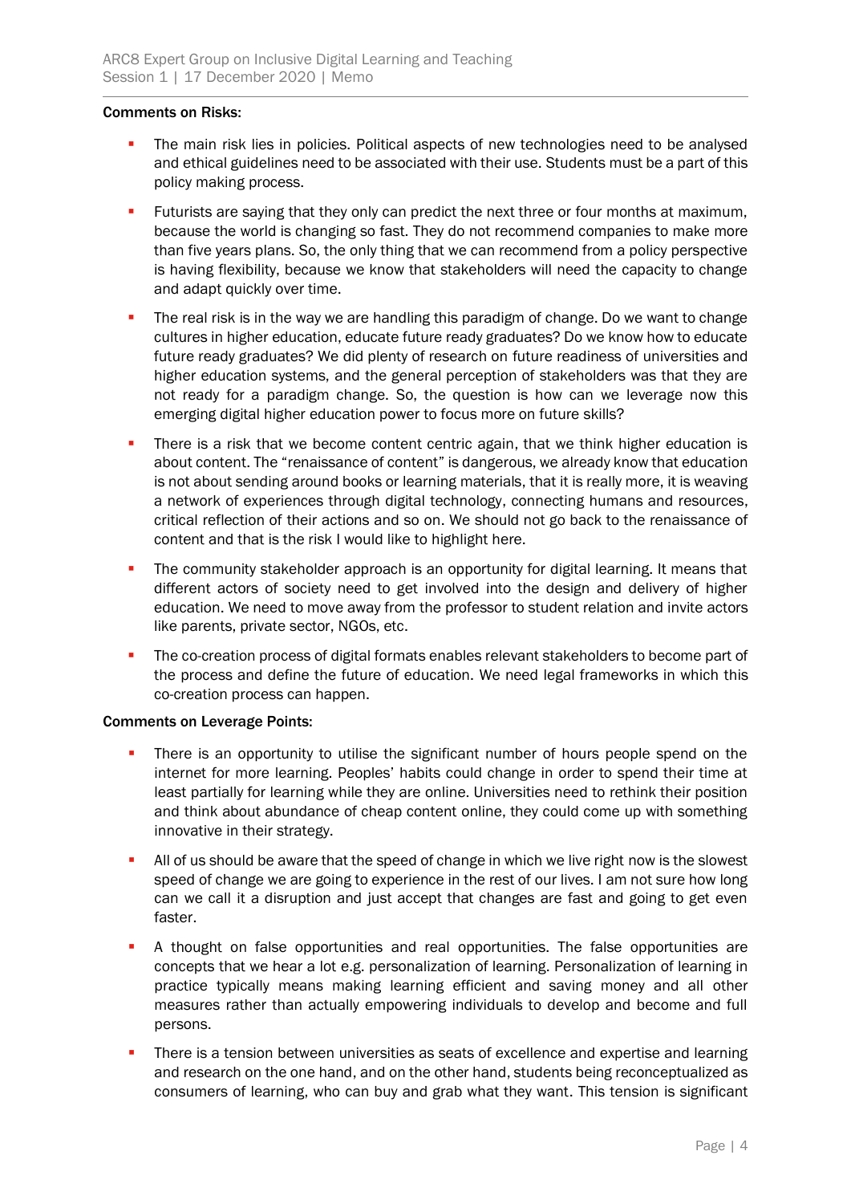**Comments on Risks:**

- The main risk lies in policies. Political aspects of new technologies need to be analysed and ethical guidelines need to be associated with their use. Students must be a part of this policy making process.
- Futurists are saying that they only can predict the next three or four months at maximum, because the world is changing so fast. They do not recommend companies to make more than five years plans. So, the only thing that we can recommend from a policy perspective is having flexibility, because we know that stakeholders will need the capacity to change and adapt quickly over time.
- The real risk is in the way we are handling this paradigm of change. Do we want to change cultures in higher education, educate future ready graduates? Do we know how to educate future ready graduates? We did plenty of research on future readiness of universities and higher education systems, and the general perception of stakeholders was that they are not ready for a paradigm change. So, the question is how can we leverage now this emerging digital higher education power to focus more on future skills?
- There is a risk that we become content centric again, that we think higher education is about content. The "renaissance of content" is dangerous, we already know that education is not about sending around books or learning materials, that it is really more, it is weaving a network of experiences through digital technology, connecting humans and resources, critical reflection of their actions and so on. We should not go back to the renaissance of content and that is the risk I would like to highlight here.
- The community stakeholder approach is an opportunity for digital learning. It means that different actors of society need to get involved into the design and delivery of higher education. We need to move away from the professor to student relation and invite actors like parents, private sector, NGOs, etc.
- The co-creation process of digital formats enables relevant stakeholders to become part of the process and define the future of education. We need legal frameworks in which this co-creation process can happen.

**Comments on Leverage Points:**

- There is an opportunity to utilise the significant number of hours people spend on the internet for more learning. Peoples' habits could change in order to spend their time at least partially for learning while they are online. Universities need to rethink their position and think about abundance of cheap content online, they could come up with something innovative in their strategy.
- All of us should be aware that the speed of change in which we live right now is the slowest speed of change we are going to experience in the rest of our lives. I am not sure how long can we call it a disruption and just accept that changes are fast and going to get even faster.
- A thought on false opportunities and real opportunities. The false opportunities are concepts that we hear a lot e.g. personalization of learning. Personalization of learning in practice typically means making learning efficient and saving money and all other measures rather than actually empowering individuals to develop and become and full persons.
- There is a tension between universities as seats of excellence and expertise and learning and research on the one hand, and on the other hand, students being reconceptualized as consumers of learning, who can buy and grab what they want. This tension is significant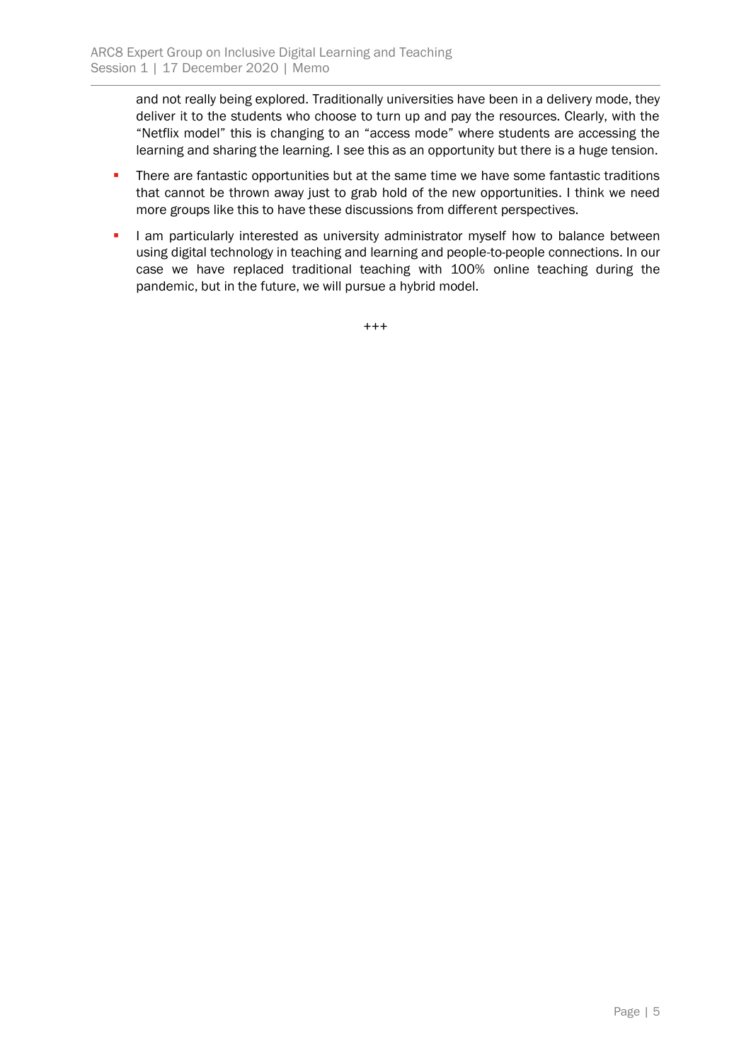and not really being explored. Traditionally universities have been in a delivery mode, they deliver it to the students who choose to turn up and pay the resources. Clearly, with the "Netflix model" this is changing to an "access mode" where students are accessing the learning and sharing the learning. I see this as an opportunity but there is a huge tension.

- There are fantastic opportunities but at the same time we have some fantastic traditions that cannot be thrown away just to grab hold of the new opportunities. I think we need more groups like this to have these discussions from different perspectives.
- I am particularly interested as university administrator myself how to balance between using digital technology in teaching and learning and people-to-people connections. In our case we have replaced traditional teaching with 100% online teaching during the pandemic, but in the future, we will pursue a hybrid model.

+++